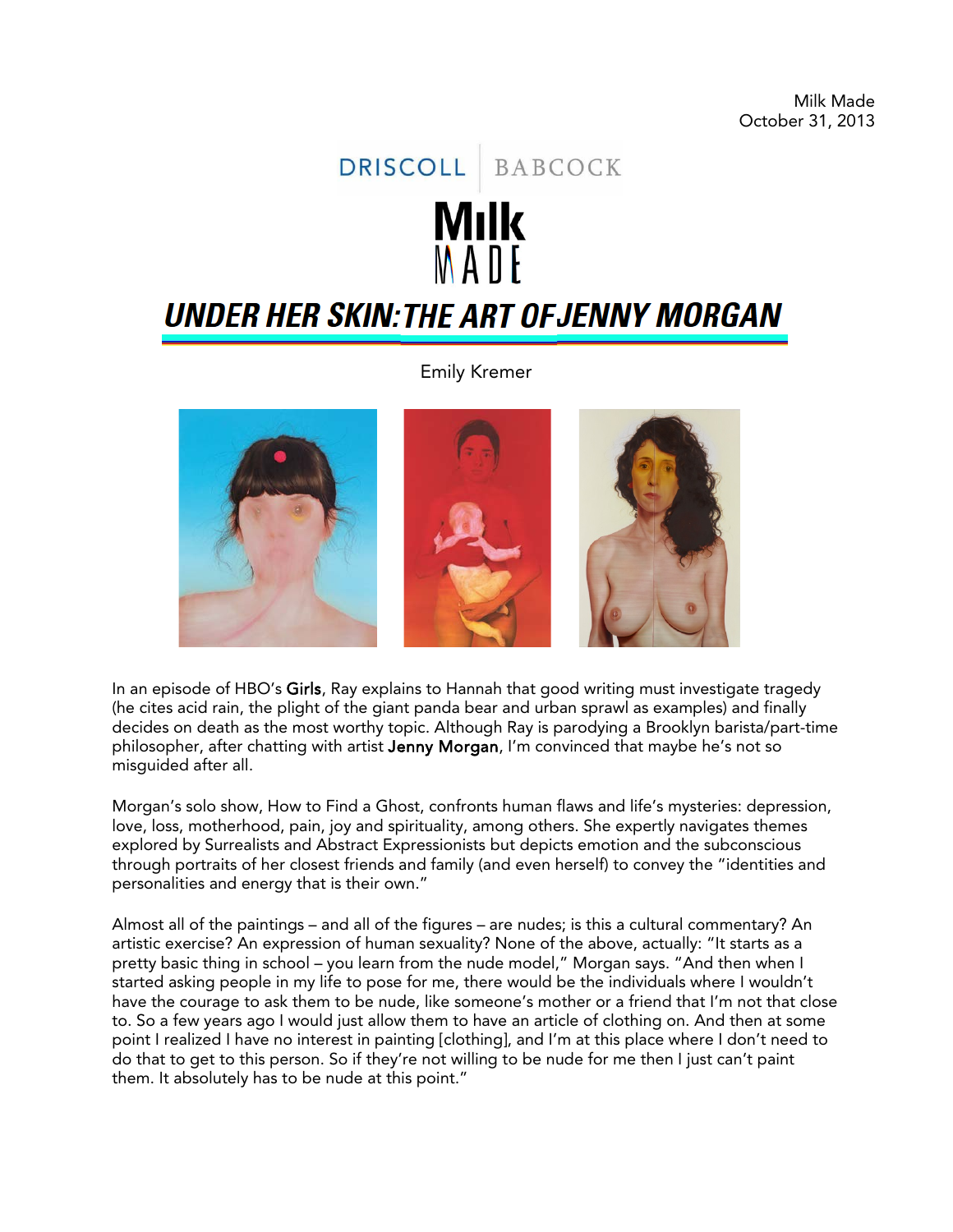Milk Made
October 31, 2013

DRISCOLL | BABCOCK

Milk MADE

# UNDER HER SKIN: THE ART OF JENNY MORGAN

Emily Kremer

In an episode of HBO's **Girls**, Ray explains to Hannah that good writing must investigate tragedy (he cites acid rain, the plight of the giant panda bear and urban sprawl as examples) and finally decides on death as the most worthy topic. Although Ray is parodying a Brooklyn barista/part-time philosopher, after chatting with artist **Jenny Morgan**, I'm convinced that maybe he's not so misguided after all.

Morgan's solo show, How to Find a Ghost, confronts human flaws and life's mysteries: depression, love, loss, motherhood, pain, joy and spirituality, among others. She expertly navigates themes explored by Surrealists and Abstract Expressionists but depicts emotion and the subconscious through portraits of her closest friends and family (and even herself) to convey the "identities and personalities and energy that is their own."

Almost all of the paintings – and all of the figures – are nudes; is this a cultural commentary? An artistic exercise? An expression of human sexuality? None of the above, actually: "It starts as a pretty basic thing in school – you learn from the nude model," Morgan says. "And then when I started asking people in my life to pose for me, there would be the individuals where I wouldn't have the courage to ask them to be nude, like someone's mother or a friend that I'm not that close to. So a few years ago I would just allow them to have an article of clothing on. And then at some point I realized I have no interest in painting [clothing], and I'm at this place where I don't need to do that to get to this person. So if they're not willing to be nude for me then I just can't paint them. It absolutely has to be nude at this point."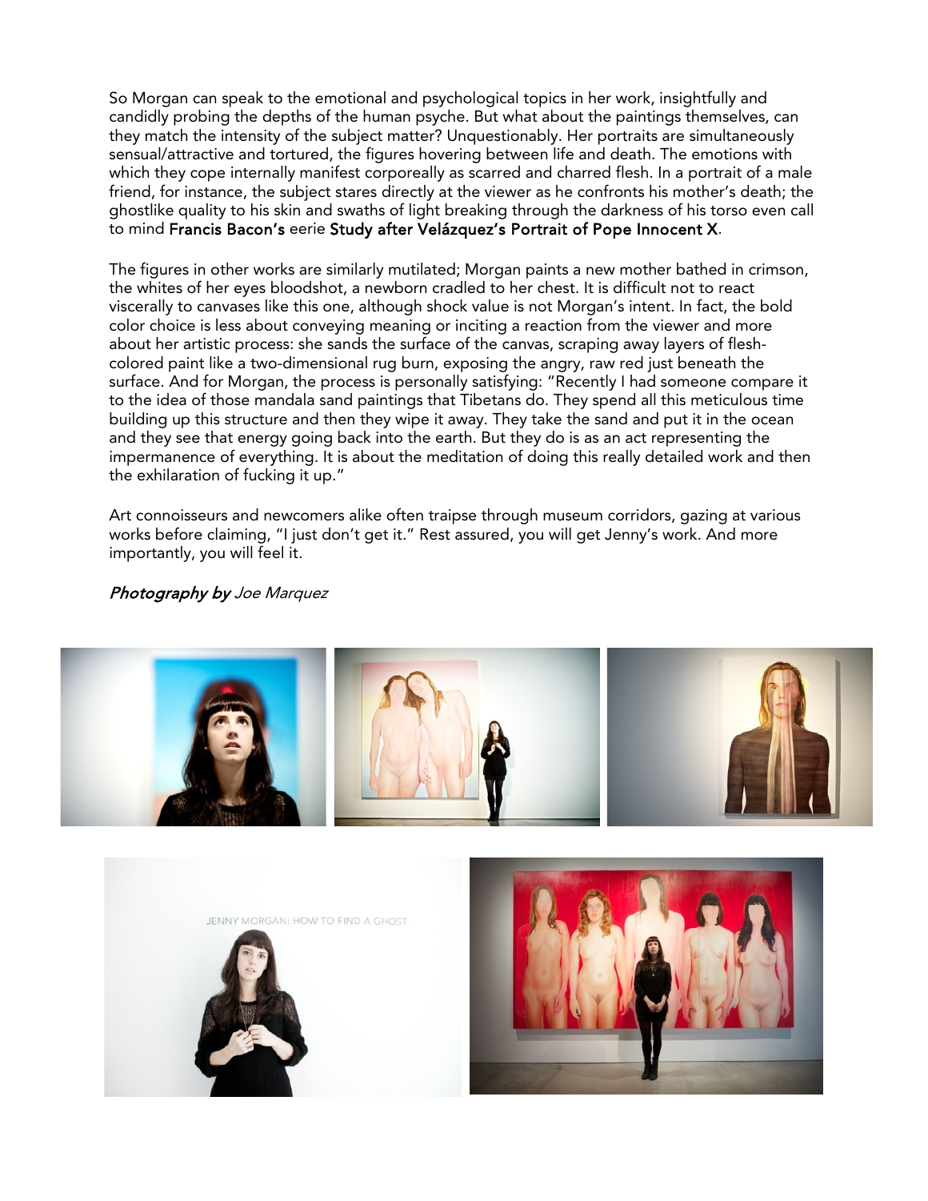So Morgan can speak to the emotional and psychological topics in her work, insightfully and candidly probing the depths of the human psyche. But what about the paintings themselves, can they match the intensity of the subject matter? Unquestionably. Her portraits are simultaneously sensual/attractive and tortured, the figures hovering between life and death. The emotions with which they cope internally manifest corporeally as scarred and charred flesh. In a portrait of a male friend, for instance, the subject stares directly at the viewer as he confronts his mother's death; the ghostlike quality to his skin and swaths of light breaking through the darkness of his torso even call to mind **Francis Bacon's** eerie **Study after Velázquez's Portrait of Pope Innocent X**.

The figures in other works are similarly mutilated; Morgan paints a new mother bathed in crimson, the whites of her eyes bloodshot, a newborn cradled to her chest. It is difficult not to react viscerally to canvases like this one, although shock value is not Morgan's intent. In fact, the bold color choice is less about conveying meaning or inciting a reaction from the viewer and more about her artistic process: she sands the surface of the canvas, scraping away layers of flesh-colored paint like a two-dimensional rug burn, exposing the angry, raw red just beneath the surface. And for Morgan, the process is personally satisfying: "Recently I had someone compare it to the idea of those mandala sand paintings that Tibetans do. They spend all this meticulous time building up this structure and then they wipe it away. They take the sand and put it in the ocean and they see that energy going back into the earth. But they do is as an act representing the impermanence of everything. It is about the meditation of doing this really detailed work and then the exhilaration of fucking it up."

Art connoisseurs and newcomers alike often traipse through museum corridors, gazing at various works before claiming, "I just don't get it." Rest assured, you will get Jenny's work. And more importantly, you will feel it.

***Photography by*** *Joe Marquez*